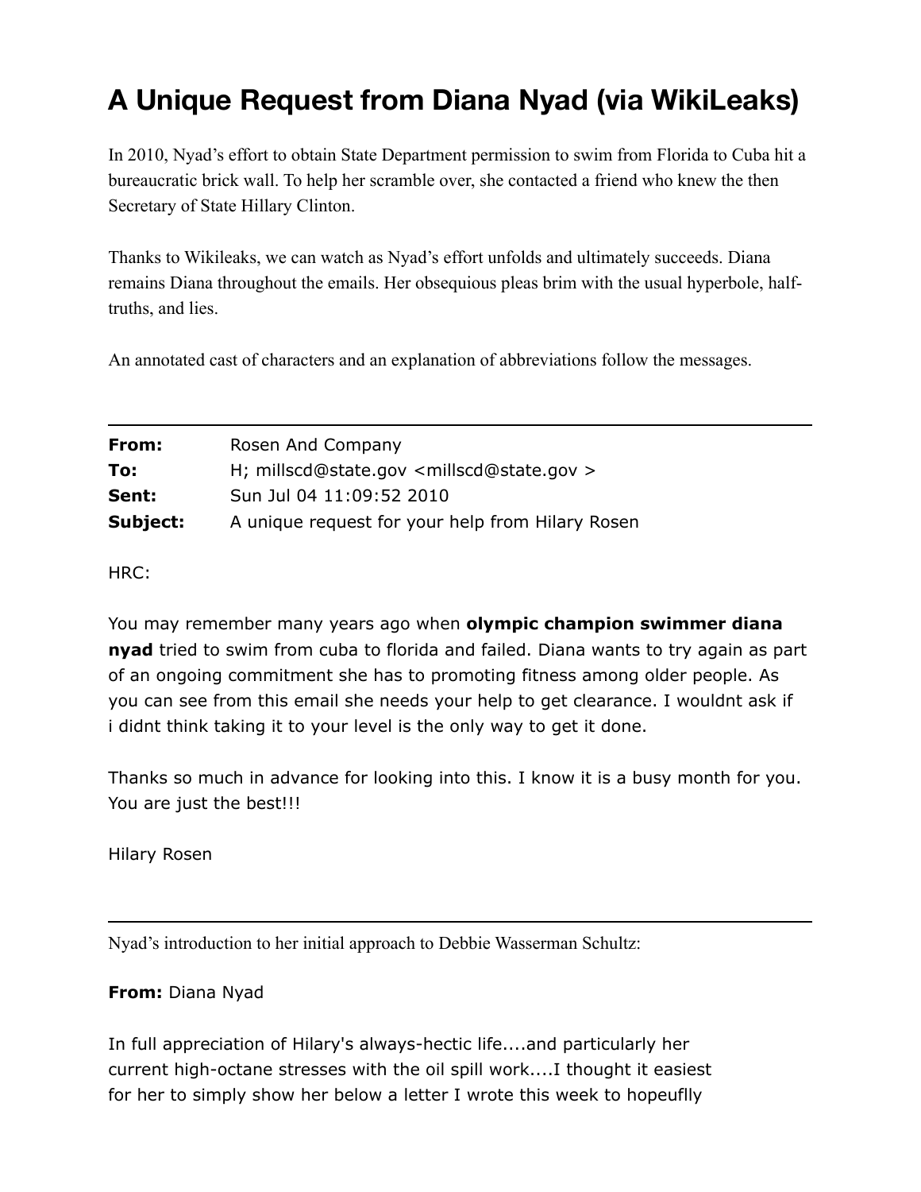# A Unique Request from Diana Nyad (via WikiLeaks)

In 2010, Nyad's effort to obtain State Department permission to swim from Florida to Cuba hit a bureaucratic brick wall. To help her scramble over, she contacted a friend who knew the then Secretary of State Hillary Clinton.

Thanks to Wikileaks, we can watch as Nyad's effort unfolds and ultimately succeeds. Diana remains Diana throughout the emails. Her obsequious pleas brim with the usual hyperbole, half-truths, and lies.

An annotated cast of characters and an explanation of abbreviations follow the messages.

---

**From:** Rosen And Company
**To:** H; millscd@state.gov <millscd@state.gov >
**Sent:** Sun Jul 04 11:09:52 2010
**Subject:** A unique request for your help from Hilary Rosen

HRC:

You may remember many years ago when **olympic champion swimmer diana nyad** tried to swim from cuba to florida and failed. Diana wants to try again as part of an ongoing commitment she has to promoting fitness among older people. As you can see from this email she needs your help to get clearance. I wouldnt ask if i didnt think taking it to your level is the only way to get it done.

Thanks so much in advance for looking into this. I know it is a busy month for you. You are just the best!!!

Hilary Rosen

---

Nyad's introduction to her initial approach to Debbie Wasserman Schultz:

**From:** Diana Nyad

In full appreciation of Hilary's always-hectic life....and particularly her current high-octane stresses with the oil spill work....I thought it easiest for her to simply show her below a letter I wrote this week to hopeuflly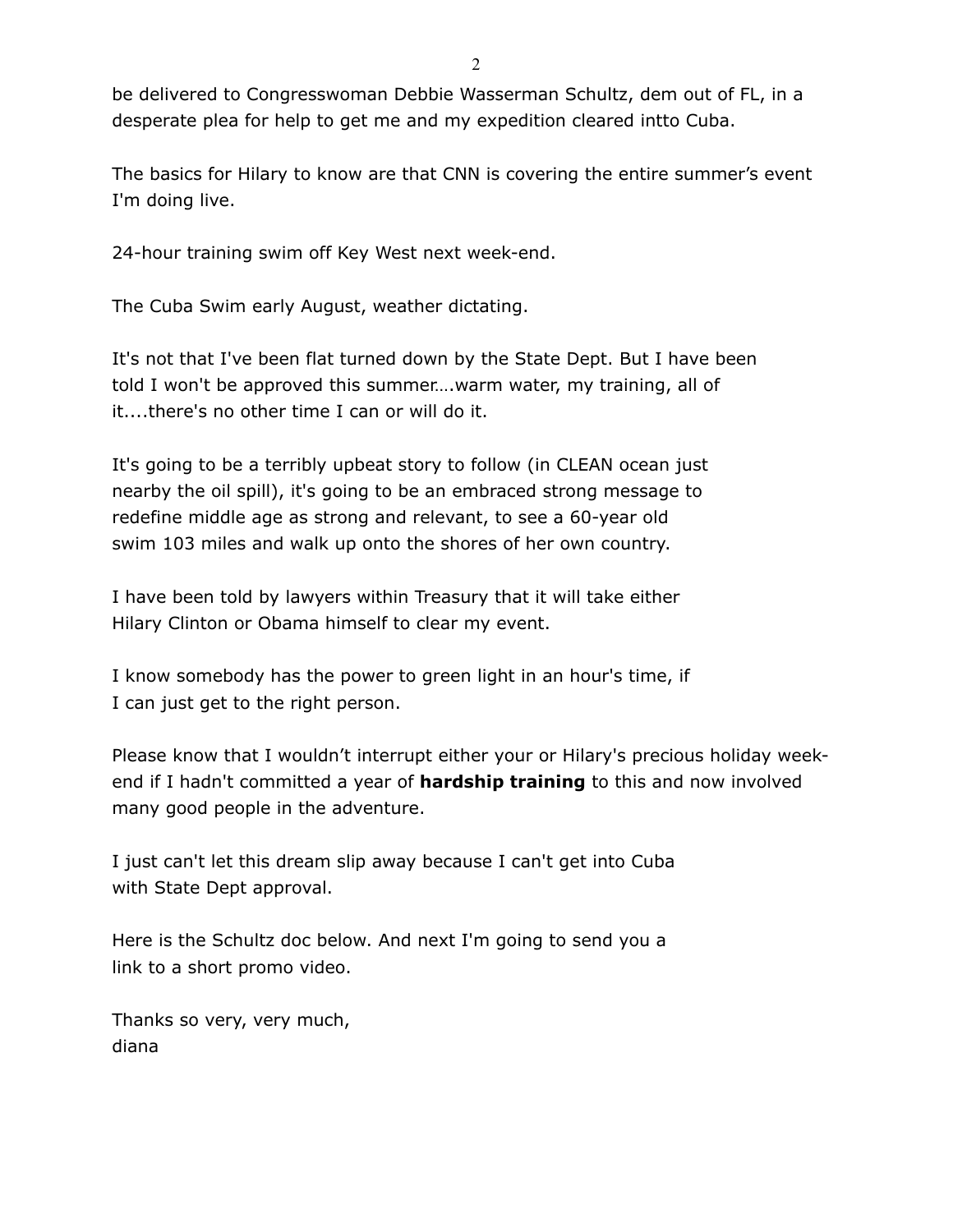be delivered to Congresswoman Debbie Wasserman Schultz, dem out of FL, in a desperate plea for help to get me and my expedition cleared intto Cuba.

The basics for Hilary to know are that CNN is covering the entire summer's event I'm doing live.

24-hour training swim off Key West next week-end.

The Cuba Swim early August, weather dictating.

It's not that I've been flat turned down by the State Dept. But I have been told I won't be approved this summer….warm water, my training, all of it....there's no other time I can or will do it.

It's going to be a terribly upbeat story to follow (in CLEAN ocean just nearby the oil spill), it's going to be an embraced strong message to redefine middle age as strong and relevant, to see a 60-year old swim 103 miles and walk up onto the shores of her own country.

I have been told by lawyers within Treasury that it will take either Hilary Clinton or Obama himself to clear my event.

I know somebody has the power to green light in an hour's time, if I can just get to the right person.

Please know that I wouldn't interrupt either your or Hilary's precious holiday week-end if I hadn't committed a year of **hardship training** to this and now involved many good people in the adventure.

I just can't let this dream slip away because I can't get into Cuba with State Dept approval.

Here is the Schultz doc below. And next I'm going to send you a link to a short promo video.

Thanks so very, very much,
diana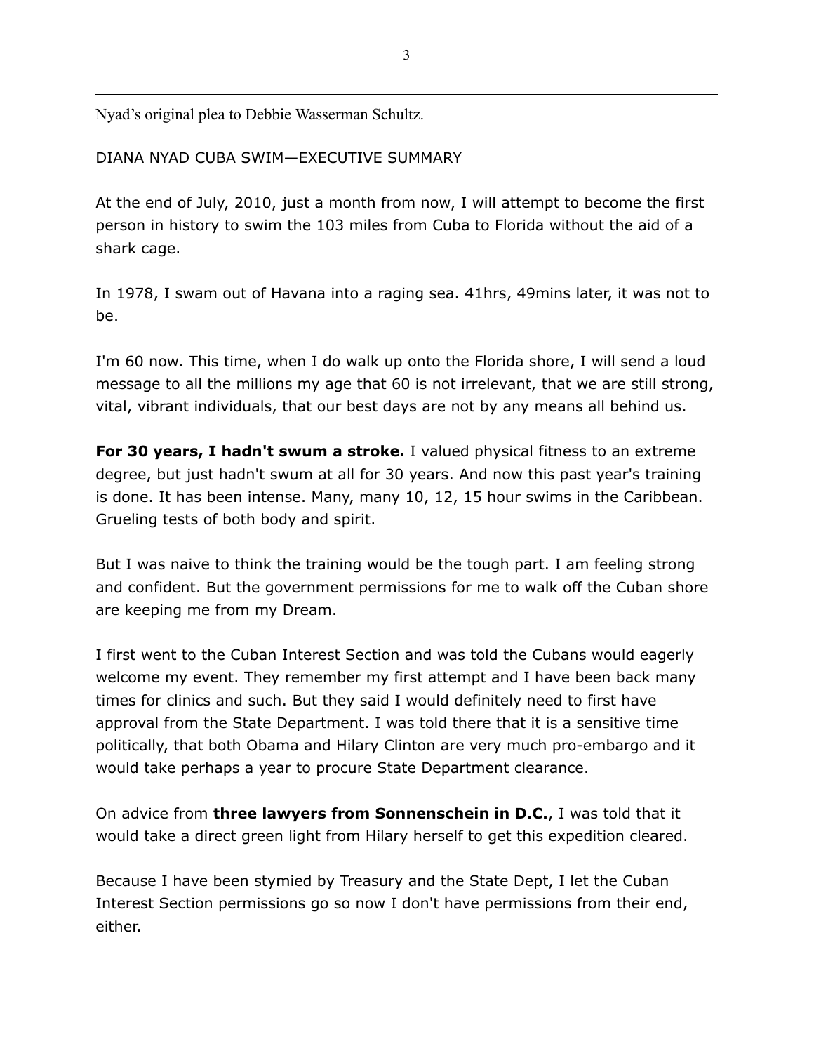Nyad's original plea to Debbie Wasserman Schultz.

DIANA NYAD CUBA SWIM—EXECUTIVE SUMMARY

At the end of July, 2010, just a month from now, I will attempt to become the first person in history to swim the 103 miles from Cuba to Florida without the aid of a shark cage.

In 1978, I swam out of Havana into a raging sea. 41hrs, 49mins later, it was not to be.

I'm 60 now. This time, when I do walk up onto the Florida shore, I will send a loud message to all the millions my age that 60 is not irrelevant, that we are still strong, vital, vibrant individuals, that our best days are not by any means all behind us.

**For 30 years, I hadn't swum a stroke.** I valued physical fitness to an extreme degree, but just hadn't swum at all for 30 years. And now this past year's training is done. It has been intense. Many, many 10, 12, 15 hour swims in the Caribbean. Grueling tests of both body and spirit.

But I was naive to think the training would be the tough part. I am feeling strong and confident. But the government permissions for me to walk off the Cuban shore are keeping me from my Dream.

I first went to the Cuban Interest Section and was told the Cubans would eagerly welcome my event. They remember my first attempt and I have been back many times for clinics and such. But they said I would definitely need to first have approval from the State Department. I was told there that it is a sensitive time politically, that both Obama and Hilary Clinton are very much pro-embargo and it would take perhaps a year to procure State Department clearance.

On advice from **three lawyers from Sonnenschein in D.C.**, I was told that it would take a direct green light from Hilary herself to get this expedition cleared.

Because I have been stymied by Treasury and the State Dept, I let the Cuban Interest Section permissions go so now I don't have permissions from their end, either.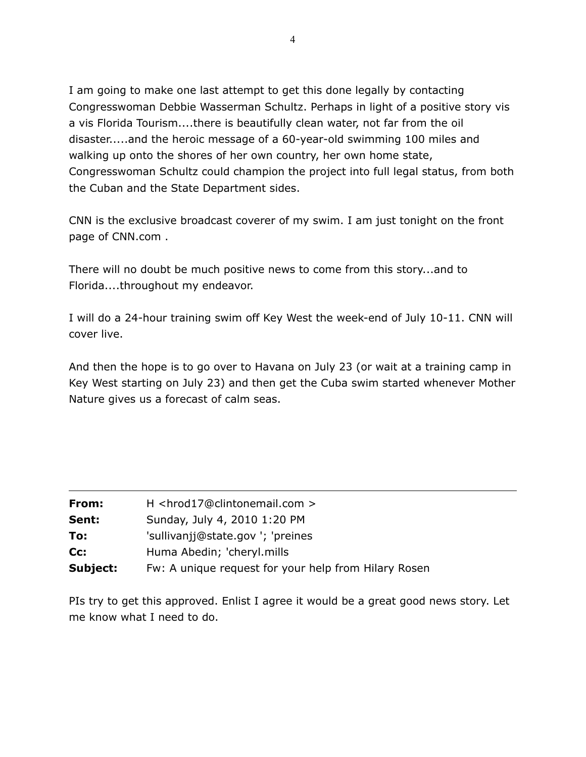I am going to make one last attempt to get this done legally by contacting Congresswoman Debbie Wasserman Schultz. Perhaps in light of a positive story vis a vis Florida Tourism....there is beautifully clean water, not far from the oil disaster.....and the heroic message of a 60-year-old swimming 100 miles and walking up onto the shores of her own country, her own home state, Congresswoman Schultz could champion the project into full legal status, from both the Cuban and the State Department sides.

CNN is the exclusive broadcast coverer of my swim. I am just tonight on the front page of CNN.com .

There will no doubt be much positive news to come from this story...and to Florida....throughout my endeavor.

I will do a 24-hour training swim off Key West the week-end of July 10-11. CNN will cover live.

And then the hope is to go over to Havana on July 23 (or wait at a training camp in Key West starting on July 23) and then get the Cuba swim started whenever Mother Nature gives us a forecast of calm seas.

---

**From:** H <hrod17@clintonemail.com >
**Sent:** Sunday, July 4, 2010 1:20 PM
**To:** 'sullivanjj@state.gov '; 'preines
**Cc:** Huma Abedin; 'cheryl.mills
**Subject:** Fw: A unique request for your help from Hilary Rosen

PIs try to get this approved. Enlist I agree it would be a great good news story. Let me know what I need to do.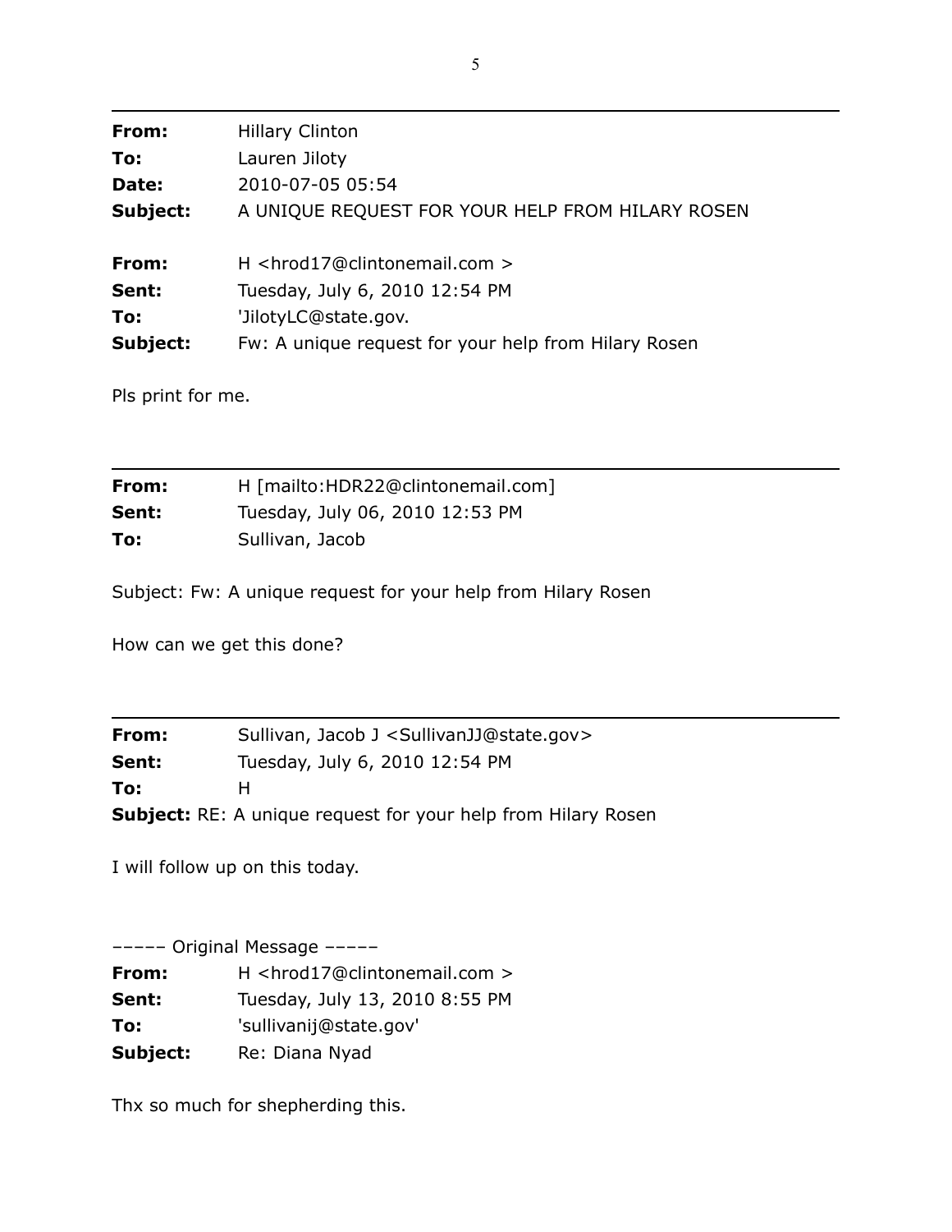---

**From:** Hillary Clinton
**To:** Lauren Jiloty
**Date:** 2010-07-05 05:54
**Subject:** A UNIQUE REQUEST FOR YOUR HELP FROM HILARY ROSEN

**From:** H <hrod17@clintonemail.com >
**Sent:** Tuesday, July 6, 2010 12:54 PM
**To:** 'JilotyLC@state.gov.
**Subject:** Fw: A unique request for your help from Hilary Rosen

Pls print for me.

---

**From:** H [mailto:HDR22@clintonemail.com]
**Sent:** Tuesday, July 06, 2010 12:53 PM
**To:** Sullivan, Jacob

Subject: Fw: A unique request for your help from Hilary Rosen

How can we get this done?

---

**From:** Sullivan, Jacob J <SullivanJJ@state.gov>
**Sent:** Tuesday, July 6, 2010 12:54 PM
**To:** H
**Subject:** RE: A unique request for your help from Hilary Rosen

I will follow up on this today.

––––– Original Message –––––
**From:** H <hrod17@clintonemail.com >
**Sent:** Tuesday, July 13, 2010 8:55 PM
**To:** 'sullivanij@state.gov'
**Subject:** Re: Diana Nyad

Thx so much for shepherding this.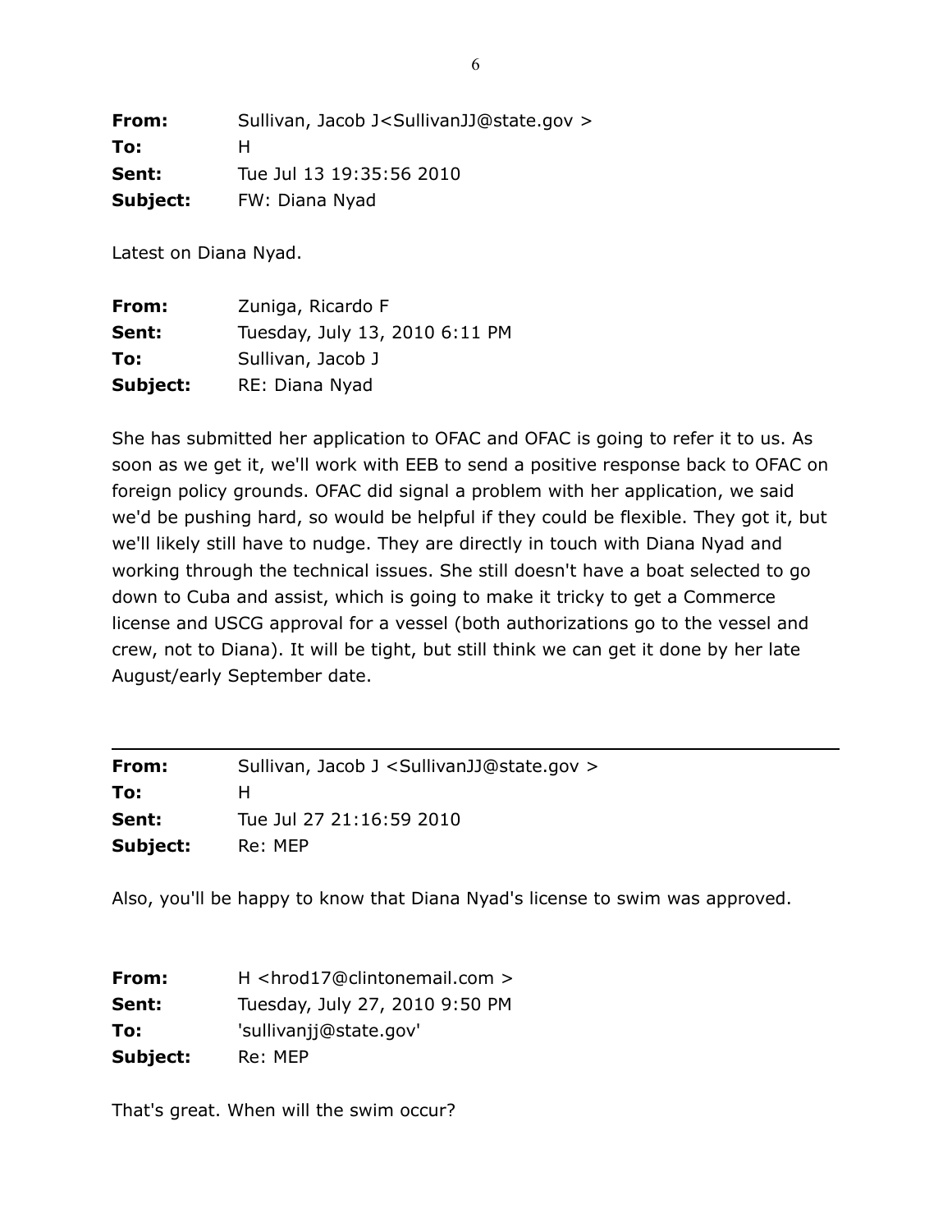**From:** Sullivan, Jacob J<SullivanJJ@state.gov >
**To:** H
**Sent:** Tue Jul 13 19:35:56 2010
**Subject:** FW: Diana Nyad

Latest on Diana Nyad.

**From:** Zuniga, Ricardo F
**Sent:** Tuesday, July 13, 2010 6:11 PM
**To:** Sullivan, Jacob J
**Subject:** RE: Diana Nyad

She has submitted her application to OFAC and OFAC is going to refer it to us. As soon as we get it, we'll work with EEB to send a positive response back to OFAC on foreign policy grounds. OFAC did signal a problem with her application, we said we'd be pushing hard, so would be helpful if they could be flexible. They got it, but we'll likely still have to nudge. They are directly in touch with Diana Nyad and working through the technical issues. She still doesn't have a boat selected to go down to Cuba and assist, which is going to make it tricky to get a Commerce license and USCG approval for a vessel (both authorizations go to the vessel and crew, not to Diana). It will be tight, but still think we can get it done by her late August/early September date.

---

**From:** Sullivan, Jacob J <SullivanJJ@state.gov >
**To:** H
**Sent:** Tue Jul 27 21:16:59 2010
**Subject:** Re: MEP

Also, you'll be happy to know that Diana Nyad's license to swim was approved.

**From:** H <hrod17@clintonemail.com >
**Sent:** Tuesday, July 27, 2010 9:50 PM
**To:** 'sullivanjj@state.gov'
**Subject:** Re: MEP

That's great. When will the swim occur?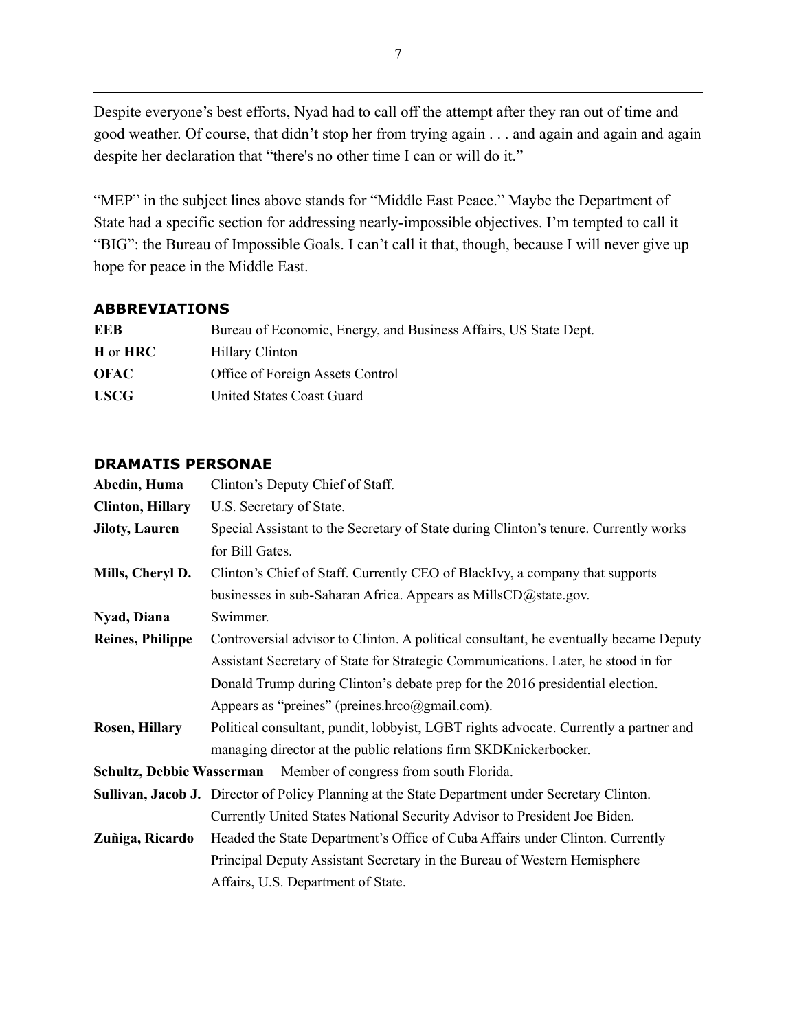Despite everyone's best efforts, Nyad had to call off the attempt after they ran out of time and good weather. Of course, that didn't stop her from trying again . . . and again and again and again despite her declaration that "there's no other time I can or will do it."

"MEP" in the subject lines above stands for "Middle East Peace." Maybe the Department of State had a specific section for addressing nearly-impossible objectives. I'm tempted to call it "BIG": the Bureau of Impossible Goals. I can't call it that, though, because I will never give up hope for peace in the Middle East.

## ABBREVIATIONS

| | |
|---|---|
| **EEB** | Bureau of Economic, Energy, and Business Affairs, US State Dept. |
| **H** or **HRC** | Hillary Clinton |
| **OFAC** | Office of Foreign Assets Control |
| **USCG** | United States Coast Guard |

## DRAMATIS PERSONAE

| | |
|---|---|
| **Abedin, Huma** | Clinton's Deputy Chief of Staff. |
| **Clinton, Hillary** | U.S. Secretary of State. |
| **Jiloty, Lauren** | Special Assistant to the Secretary of State during Clinton's tenure. Currently works for Bill Gates. |
| **Mills, Cheryl D.** | Clinton's Chief of Staff. Currently CEO of BlackIvy, a company that supports businesses in sub-Saharan Africa. Appears as MillsCD@state.gov. |
| **Nyad, Diana** | Swimmer. |
| **Reines, Philippe** | Controversial advisor to Clinton. A political consultant, he eventually became Deputy Assistant Secretary of State for Strategic Communications. Later, he stood in for Donald Trump during Clinton's debate prep for the 2016 presidential election. Appears as "preines" (preines.hrco@gmail.com). |
| **Rosen, Hillary** | Political consultant, pundit, lobbyist, LGBT rights advocate. Currently a partner and managing director at the public relations firm SKDKnickerbocker. |
| **Schultz, Debbie Wasserman** | Member of congress from south Florida. |
| **Sullivan, Jacob J.** | Director of Policy Planning at the State Department under Secretary Clinton. Currently United States National Security Advisor to President Joe Biden. |
| **Zuñiga, Ricardo** | Headed the State Department's Office of Cuba Affairs under Clinton. Currently Principal Deputy Assistant Secretary in the Bureau of Western Hemisphere Affairs, U.S. Department of State. |